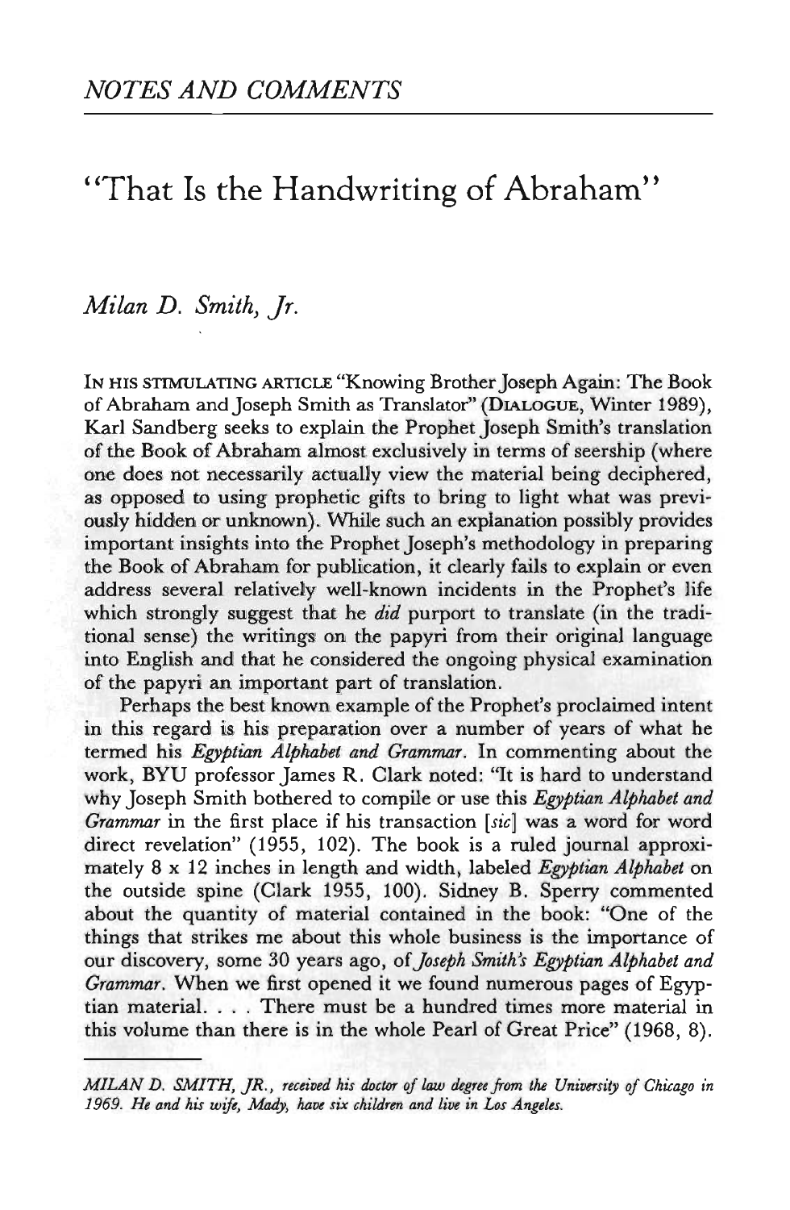*NOTES AND COMMENTS*

# "That Is the Handwriting of Abraham"

*Milan D. Smith, Jr.*

IN HIS STIMULATING ARTICLE "Knowing Brother Joseph Again: The Book of Abraham and Joseph Smith as Translator" (DIALOGUE, Winter 1989), Karl Sandberg seeks to explain the Prophet Joseph Smith's translation of the Book of Abraham almost exclusively in terms of seership (where one does not necessarily actually view the material being deciphered, as opposed to using prophetic gifts to bring to light what was previously hidden or unknown). While such an explanation possibly provides important insights into the Prophet Joseph's methodology in preparing the Book of Abraham for publication, it clearly fails to explain or even address several relatively well-known incidents in the Prophet's life which strongly suggest that he *did* purport to translate (in the traditional sense) the writings on the papyri from their original language into English and that he considered the ongoing physical examination of the papyri an important part of translation.

Perhaps the best known example of the Prophet's proclaimed intent in this regard is his preparation over a number of years of what he termed his *Egyptian Alphabet and Grammar*. In commenting about the work, BYU professor James R. Clark noted: "It is hard to understand why Joseph Smith bothered to compile or use this *Egyptian Alphabet and Grammar* in the first place if his transaction [*sic*] was a word for word direct revelation" (1955, 102). The book is a ruled journal approximately 8 x 12 inches in length and width, labeled *Egyptian Alphabet* on the outside spine (Clark 1955, 100). Sidney B. Sperry commented about the quantity of material contained in the book: "One of the things that strikes me about this whole business is the importance of our discovery, some 30 years ago, of *Joseph Smith's Egyptian Alphabet and Grammar*. When we first opened it we found numerous pages of Egyptian material. . . . There must be a hundred times more material in this volume than there is in the whole Pearl of Great Price" (1968, 8).

---

*MILAN D. SMITH, JR., received his doctor of law degree from the University of Chicago in 1969. He and his wife, Mady, have six children and live in Los Angeles.*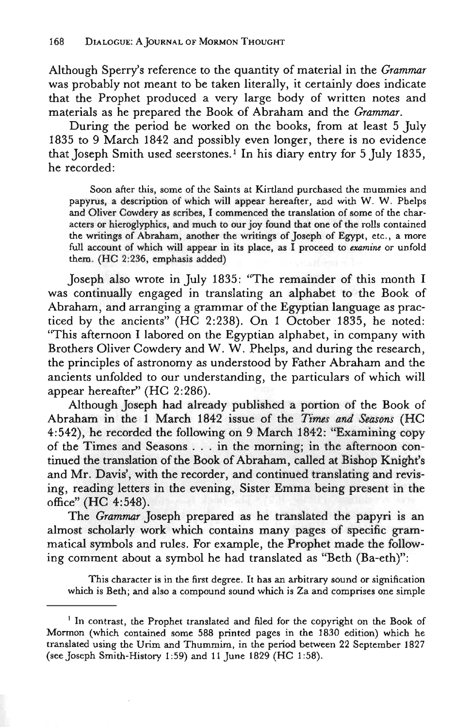Although Sperry's reference to the quantity of material in the *Grammar* was probably not meant to be taken literally, it certainly does indicate that the Prophet produced a very large body of written notes and materials as he prepared the Book of Abraham and the *Grammar*.

During the period he worked on the books, from at least 5 July 1835 to 9 March 1842 and possibly even longer, there is no evidence that Joseph Smith used seerstones.[1] In his diary entry for 5 July 1835, he recorded:

> Soon after this, some of the Saints at Kirtland purchased the mummies and papyrus, a description of which will appear hereafter, and with W. W. Phelps and Oliver Cowdery as scribes, I commenced the translation of some of the characters or hieroglyphics, and much to our joy found that one of the rolls contained the writings of Abraham, another the writings of Joseph of Egypt, etc., a more full account of which will appear in its place, as I proceed to *examine* or unfold them. (HC 2:236, emphasis added)

Joseph also wrote in July 1835: "The remainder of this month I was continually engaged in translating an alphabet to the Book of Abraham, and arranging a grammar of the Egyptian language as practiced by the ancients" (HC 2:238). On 1 October 1835, he noted: "This afternoon I labored on the Egyptian alphabet, in company with Brothers Oliver Cowdery and W. W. Phelps, and during the research, the principles of astronomy as understood by Father Abraham and the ancients unfolded to our understanding, the particulars of which will appear hereafter" (HC 2:286).

Although Joseph had already published a portion of the Book of Abraham in the 1 March 1842 issue of the *Times and Seasons* (HC 4:542), he recorded the following on 9 March 1842: "Examining copy of the Times and Seasons . . . in the morning; in the afternoon continued the translation of the Book of Abraham, called at Bishop Knight's and Mr. Davis', with the recorder, and continued translating and revising, reading letters in the evening, Sister Emma being present in the office" (HC 4:548).

The *Grammar* Joseph prepared as he translated the papyri is an almost scholarly work which contains many pages of specific grammatical symbols and rules. For example, the Prophet made the following comment about a symbol he had translated as "Beth (Ba-eth)":

> This character is in the first degree. It has an arbitrary sound or signification which is Beth; and also a compound sound which is Za and comprises one simple

---

[1] In contrast, the Prophet translated and filed for the copyright on the Book of Mormon (which contained some 588 printed pages in the 1830 edition) which he translated using the Urim and Thummim, in the period between 22 September 1827 (see Joseph Smith-History 1:59) and 11 June 1829 (HC 1:58).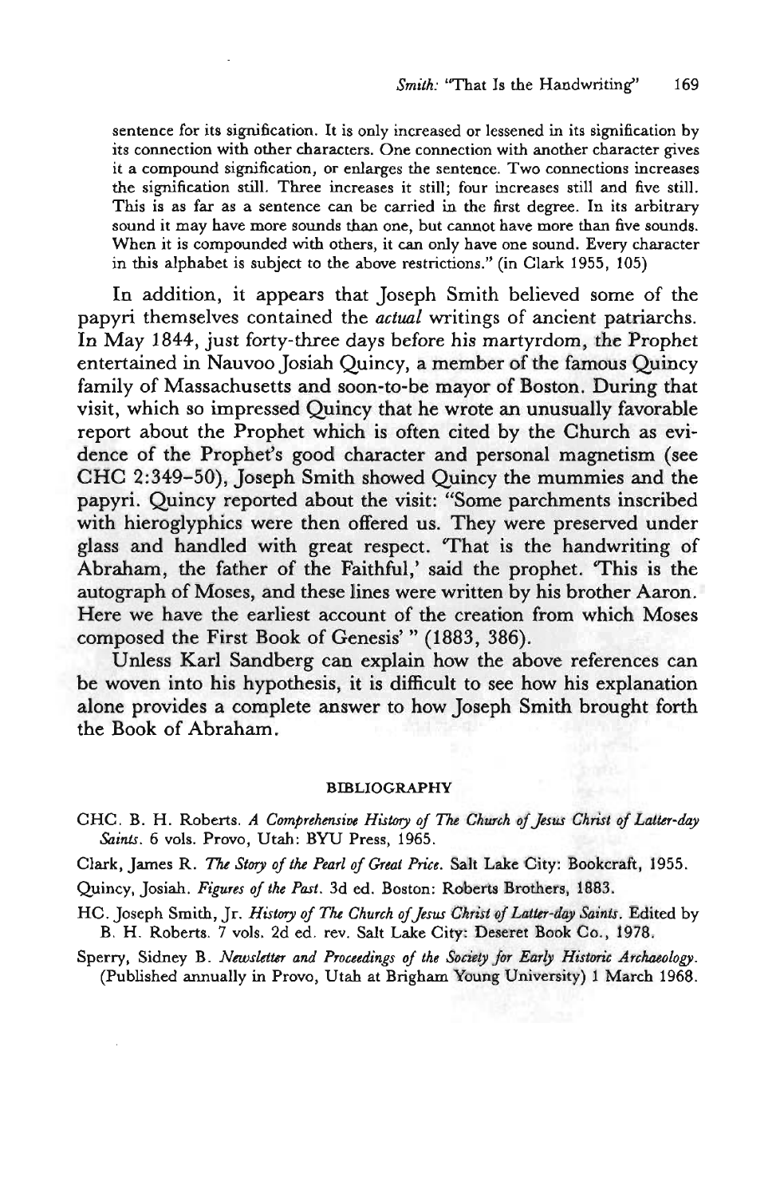> sentence for its signification. It is only increased or lessened in its signification by its connection with other characters. One connection with another character gives it a compound signification, or enlarges the sentence. Two connections increases the signification still. Three increases it still; four increases still and five still. This is as far as a sentence can be carried in the first degree. In its arbitrary sound it may have more sounds than one, but cannot have more than five sounds. When it is compounded with others, it can only have one sound. Every character in this alphabet is subject to the above restrictions." (in Clark 1955, 105)

In addition, it appears that Joseph Smith believed some of the papyri themselves contained the *actual* writings of ancient patriarchs. In May 1844, just forty-three days before his martyrdom, the Prophet entertained in Nauvoo Josiah Quincy, a member of the famous Quincy family of Massachusetts and soon-to-be mayor of Boston. During that visit, which so impressed Quincy that he wrote an unusually favorable report about the Prophet which is often cited by the Church as evidence of the Prophet's good character and personal magnetism (see CHC 2:349–50), Joseph Smith showed Quincy the mummies and the papyri. Quincy reported about the visit: "Some parchments inscribed with hieroglyphics were then offered us. They were preserved under glass and handled with great respect. 'That is the handwriting of Abraham, the father of the Faithful,' said the prophet. 'This is the autograph of Moses, and these lines were written by his brother Aaron. Here we have the earliest account of the creation from which Moses composed the First Book of Genesis'" (1883, 386).

Unless Karl Sandberg can explain how the above references can be woven into his hypothesis, it is difficult to see how his explanation alone provides a complete answer to how Joseph Smith brought forth the Book of Abraham.

## BIBLIOGRAPHY

CHC. B. H. Roberts. *A Comprehensive History of The Church of Jesus Christ of Latter-day Saints*. 6 vols. Provo, Utah: BYU Press, 1965.

Clark, James R. *The Story of the Pearl of Great Price*. Salt Lake City: Bookcraft, 1955.

Quincy, Josiah. *Figures of the Past*. 3d ed. Boston: Roberts Brothers, 1883.

HC. Joseph Smith, Jr. *History of The Church of Jesus Christ of Latter-day Saints*. Edited by B. H. Roberts. 7 vols. 2d ed. rev. Salt Lake City: Deseret Book Co., 1978.

Sperry, Sidney B. *Newsletter and Proceedings of the Society for Early Historic Archaeology*. (Published annually in Provo, Utah at Brigham Young University) 1 March 1968.